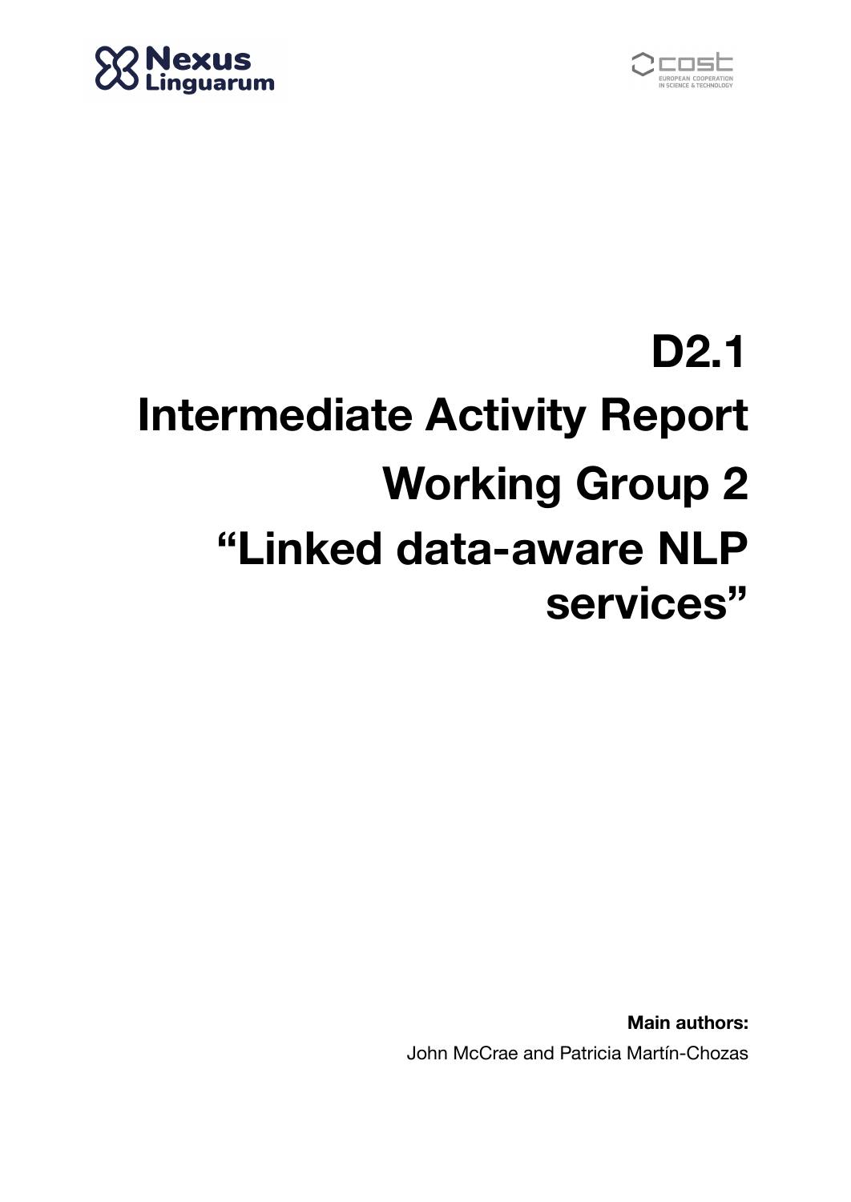Nexus Linguarum

COST European Cooperation in Science & Technology

# D2.1
# Intermediate Activity Report
# Working Group 2
# "Linked data-aware NLP services"

**Main authors:**

John McCrae and Patricia Martín-Chozas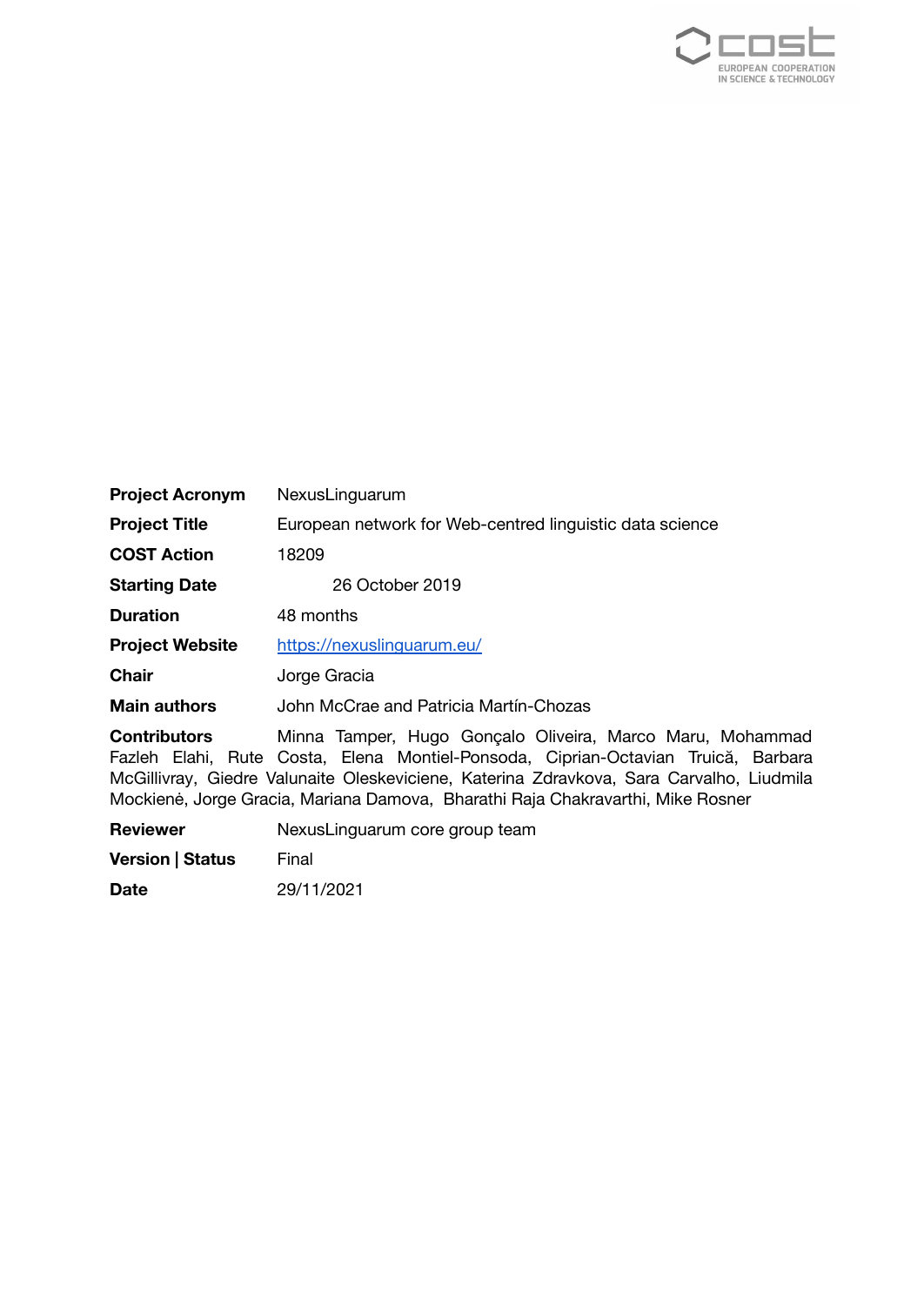| | |
|---|---|
| **Project Acronym** | NexusLinguarum |
| **Project Title** | European network for Web-centred linguistic data science |
| **COST Action** | 18209 |
| **Starting Date** | 26 October 2019 |
| **Duration** | 48 months |
| **Project Website** | https://nexuslinguarum.eu/ |
| **Chair** | Jorge Gracia |
| **Main authors** | John McCrae and Patricia Martín-Chozas |
| **Contributors** | Minna Tamper, Hugo Gonçalo Oliveira, Marco Maru, Mohammad Fazleh Elahi, Rute Costa, Elena Montiel-Ponsoda, Ciprian-Octavian Truică, Barbara McGillivray, Giedre Valunaite Oleskeviciene, Katerina Zdravkova, Sara Carvalho, Liudmila Mockienė, Jorge Gracia, Mariana Damova, Bharathi Raja Chakravarthi, Mike Rosner |
| **Reviewer** | NexusLinguarum core group team |
| **Version \| Status** | Final |
| **Date** | 29/11/2021 |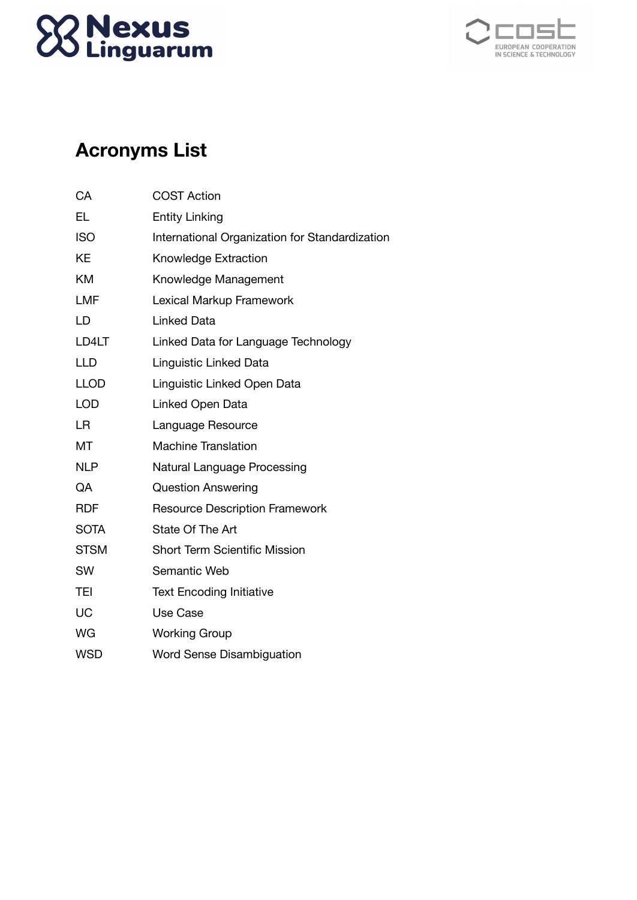# Acronyms List

| | |
|---|---|
| CA | COST Action |
| EL | Entity Linking |
| ISO | International Organization for Standardization |
| KE | Knowledge Extraction |
| KM | Knowledge Management |
| LMF | Lexical Markup Framework |
| LD | Linked Data |
| LD4LT | Linked Data for Language Technology |
| LLD | Linguistic Linked Data |
| LLOD | Linguistic Linked Open Data |
| LOD | Linked Open Data |
| LR | Language Resource |
| MT | Machine Translation |
| NLP | Natural Language Processing |
| QA | Question Answering |
| RDF | Resource Description Framework |
| SOTA | State Of The Art |
| STSM | Short Term Scientific Mission |
| SW | Semantic Web |
| TEI | Text Encoding Initiative |
| UC | Use Case |
| WG | Working Group |
| WSD | Word Sense Disambiguation |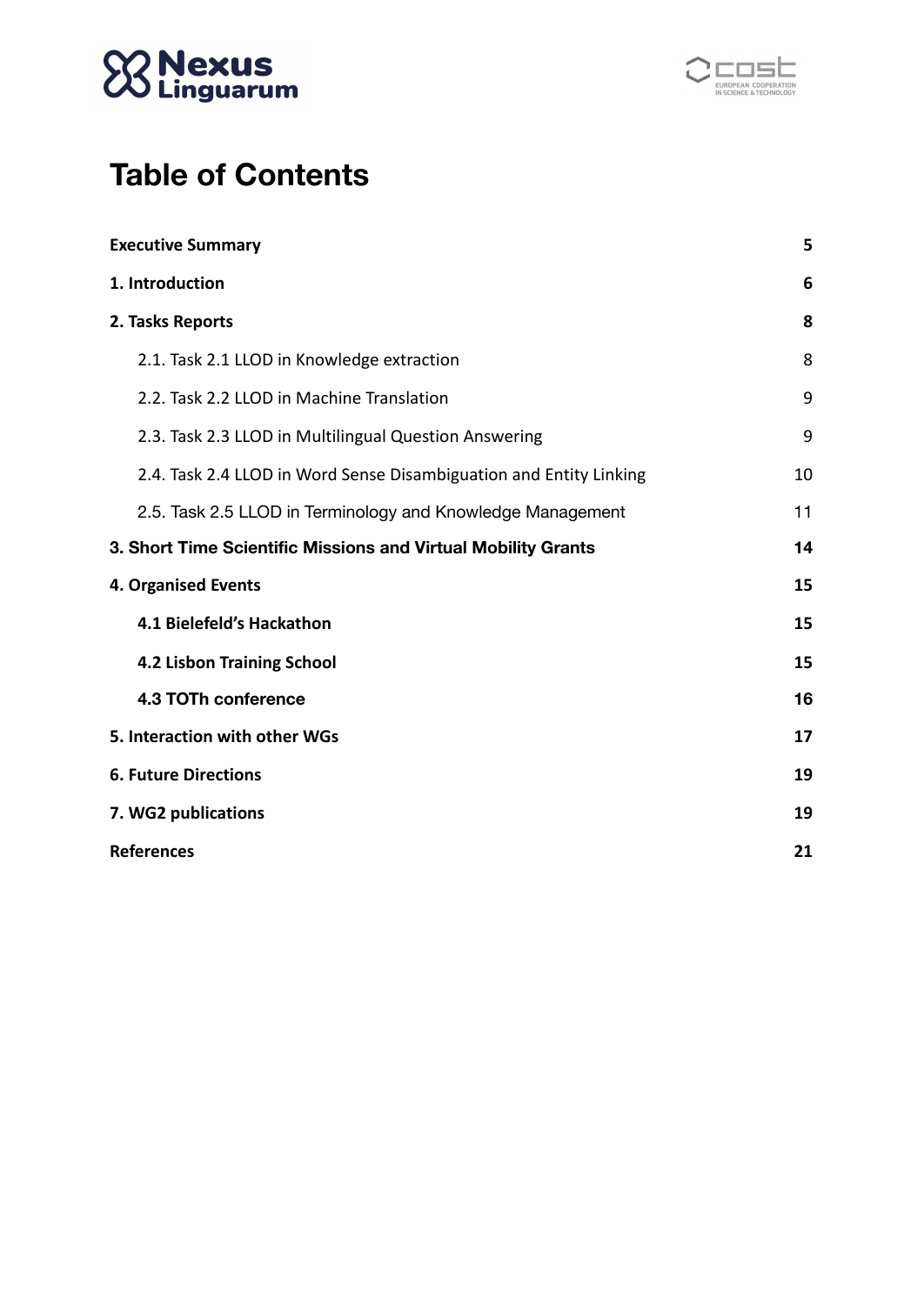# Table of Contents

| | |
|---|---|
| **Executive Summary** | **5** |
| **1. Introduction** | **6** |
| **2. Tasks Reports** | **8** |
| 2.1. Task 2.1 LLOD in Knowledge extraction | 8 |
| 2.2. Task 2.2 LLOD in Machine Translation | 9 |
| 2.3. Task 2.3 LLOD in Multilingual Question Answering | 9 |
| 2.4. Task 2.4 LLOD in Word Sense Disambiguation and Entity Linking | 10 |
| 2.5. Task 2.5 LLOD in Terminology and Knowledge Management | 11 |
| **3. Short Time Scientific Missions and Virtual Mobility Grants** | **14** |
| **4. Organised Events** | **15** |
| **4.1 Bielefeld's Hackathon** | **15** |
| **4.2 Lisbon Training School** | **15** |
| **4.3 TOTh conference** | **16** |
| **5. Interaction with other WGs** | **17** |
| **6. Future Directions** | **19** |
| **7. WG2 publications** | **19** |
| **References** | **21** |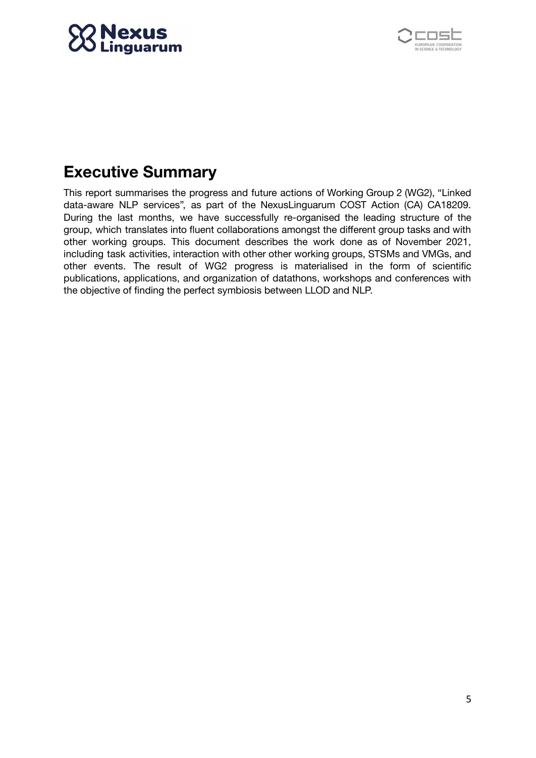# Executive Summary

This report summarises the progress and future actions of Working Group 2 (WG2), "Linked data-aware NLP services", as part of the NexusLinguarum COST Action (CA) CA18209. During the last months, we have successfully re-organised the leading structure of the group, which translates into fluent collaborations amongst the different group tasks and with other working groups. This document describes the work done as of November 2021, including task activities, interaction with other other working groups, STSMs and VMGs, and other events. The result of WG2 progress is materialised in the form of scientific publications, applications, and organization of datathons, workshops and conferences with the objective of finding the perfect symbiosis between LLOD and NLP.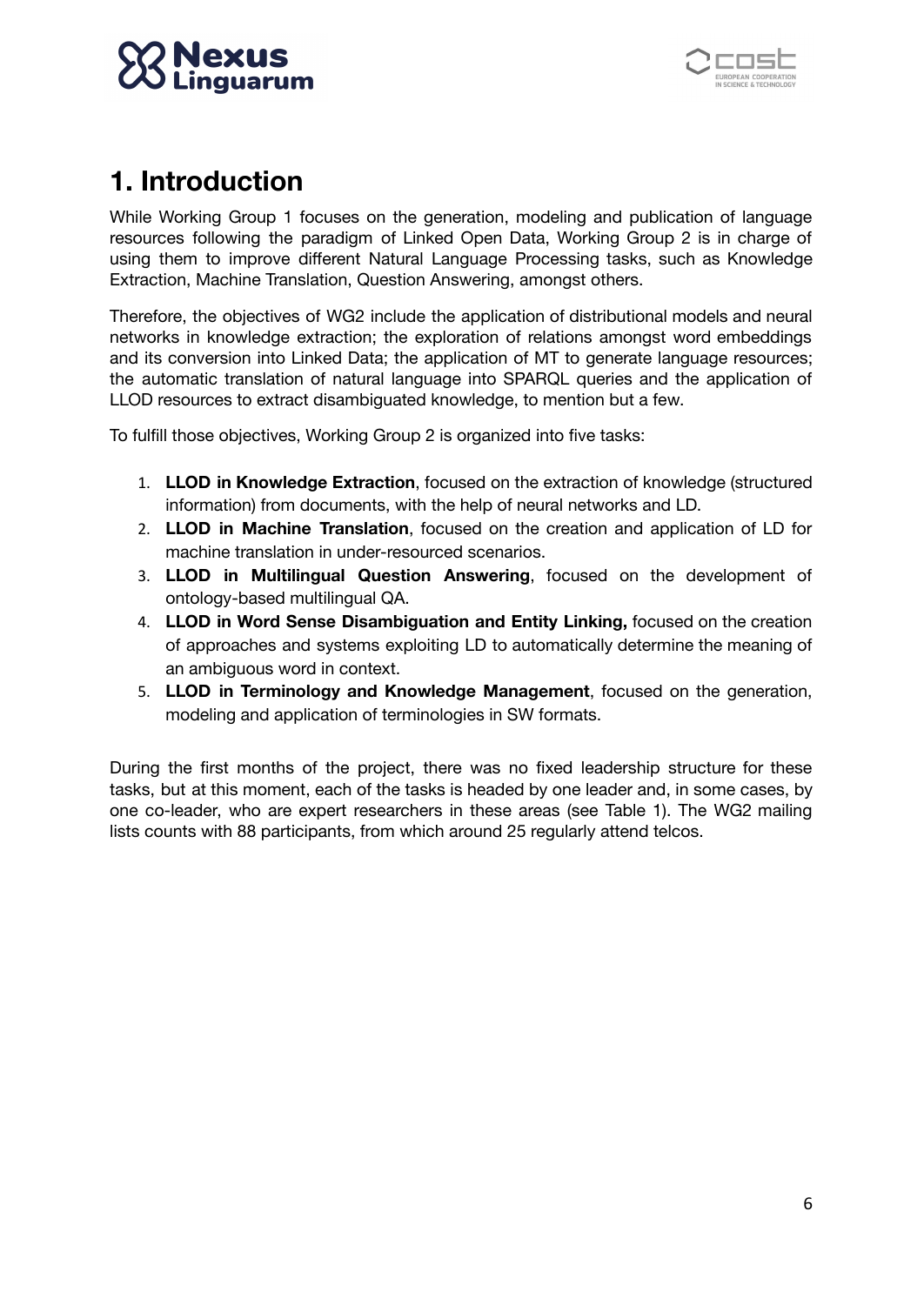# 1. Introduction

While Working Group 1 focuses on the generation, modeling and publication of language resources following the paradigm of Linked Open Data, Working Group 2 is in charge of using them to improve different Natural Language Processing tasks, such as Knowledge Extraction, Machine Translation, Question Answering, amongst others.

Therefore, the objectives of WG2 include the application of distributional models and neural networks in knowledge extraction; the exploration of relations amongst word embeddings and its conversion into Linked Data; the application of MT to generate language resources; the automatic translation of natural language into SPARQL queries and the application of LLOD resources to extract disambiguated knowledge, to mention but a few.

To fulfill those objectives, Working Group 2 is organized into five tasks:

1. **LLOD in Knowledge Extraction**, focused on the extraction of knowledge (structured information) from documents, with the help of neural networks and LD.
2. **LLOD in Machine Translation**, focused on the creation and application of LD for machine translation in under-resourced scenarios.
3. **LLOD in Multilingual Question Answering**, focused on the development of ontology-based multilingual QA.
4. **LLOD in Word Sense Disambiguation and Entity Linking,** focused on the creation of approaches and systems exploiting LD to automatically determine the meaning of an ambiguous word in context.
5. **LLOD in Terminology and Knowledge Management**, focused on the generation, modeling and application of terminologies in SW formats.

During the first months of the project, there was no fixed leadership structure for these tasks, but at this moment, each of the tasks is headed by one leader and, in some cases, by one co-leader, who are expert researchers in these areas (see Table 1). The WG2 mailing lists counts with 88 participants, from which around 25 regularly attend telcos.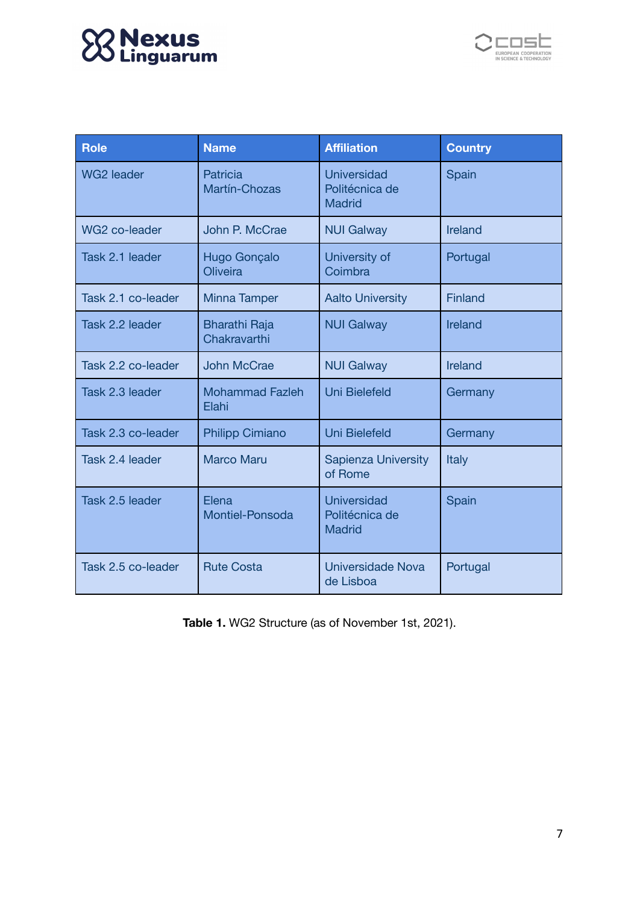| Role | Name | Affiliation | Country |
|---|---|---|---|
| WG2 leader | Patricia Martín-Chozas | Universidad Politécnica de Madrid | Spain |
| WG2 co-leader | John P. McCrae | NUI Galway | Ireland |
| Task 2.1 leader | Hugo Gonçalo Oliveira | University of Coimbra | Portugal |
| Task 2.1 co-leader | Minna Tamper | Aalto University | Finland |
| Task 2.2 leader | Bharathi Raja Chakravarthi | NUI Galway | Ireland |
| Task 2.2 co-leader | John McCrae | NUI Galway | Ireland |
| Task 2.3 leader | Mohammad Fazleh Elahi | Uni Bielefeld | Germany |
| Task 2.3 co-leader | Philipp Cimiano | Uni Bielefeld | Germany |
| Task 2.4 leader | Marco Maru | Sapienza University of Rome | Italy |
| Task 2.5 leader | Elena Montiel-Ponsoda | Universidad Politécnica de Madrid | Spain |
| Task 2.5 co-leader | Rute Costa | Universidade Nova de Lisboa | Portugal |

**Table 1.** WG2 Structure (as of November 1st, 2021).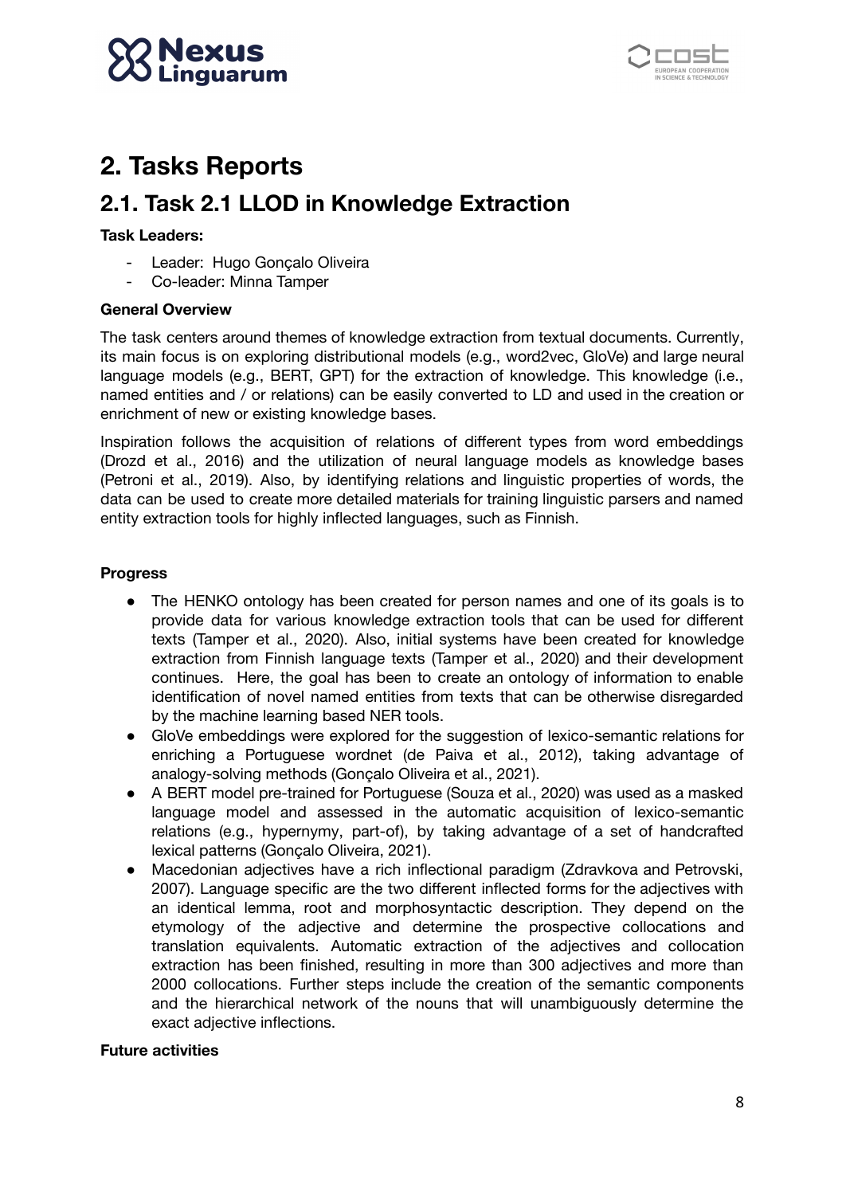# 2. Tasks Reports

## 2.1. Task 2.1 LLOD in Knowledge Extraction

**Task Leaders:**

- Leader: Hugo Gonçalo Oliveira
- Co-leader: Minna Tamper

**General Overview**

The task centers around themes of knowledge extraction from textual documents. Currently, its main focus is on exploring distributional models (e.g., word2vec, GloVe) and large neural language models (e.g., BERT, GPT) for the extraction of knowledge. This knowledge (i.e., named entities and / or relations) can be easily converted to LD and used in the creation or enrichment of new or existing knowledge bases.

Inspiration follows the acquisition of relations of different types from word embeddings (Drozd et al., 2016) and the utilization of neural language models as knowledge bases (Petroni et al., 2019). Also, by identifying relations and linguistic properties of words, the data can be used to create more detailed materials for training linguistic parsers and named entity extraction tools for highly inflected languages, such as Finnish.

**Progress**

- The HENKO ontology has been created for person names and one of its goals is to provide data for various knowledge extraction tools that can be used for different texts (Tamper et al., 2020). Also, initial systems have been created for knowledge extraction from Finnish language texts (Tamper et al., 2020) and their development continues. Here, the goal has been to create an ontology of information to enable identification of novel named entities from texts that can be otherwise disregarded by the machine learning based NER tools.
- GloVe embeddings were explored for the suggestion of lexico-semantic relations for enriching a Portuguese wordnet (de Paiva et al., 2012), taking advantage of analogy-solving methods (Gonçalo Oliveira et al., 2021).
- A BERT model pre-trained for Portuguese (Souza et al., 2020) was used as a masked language model and assessed in the automatic acquisition of lexico-semantic relations (e.g., hypernymy, part-of), by taking advantage of a set of handcrafted lexical patterns (Gonçalo Oliveira, 2021).
- Macedonian adjectives have a rich inflectional paradigm (Zdravkova and Petrovski, 2007). Language specific are the two different inflected forms for the adjectives with an identical lemma, root and morphosyntactic description. They depend on the etymology of the adjective and determine the prospective collocations and translation equivalents. Automatic extraction of the adjectives and collocation extraction has been finished, resulting in more than 300 adjectives and more than 2000 collocations. Further steps include the creation of the semantic components and the hierarchical network of the nouns that will unambiguously determine the exact adjective inflections.

**Future activities**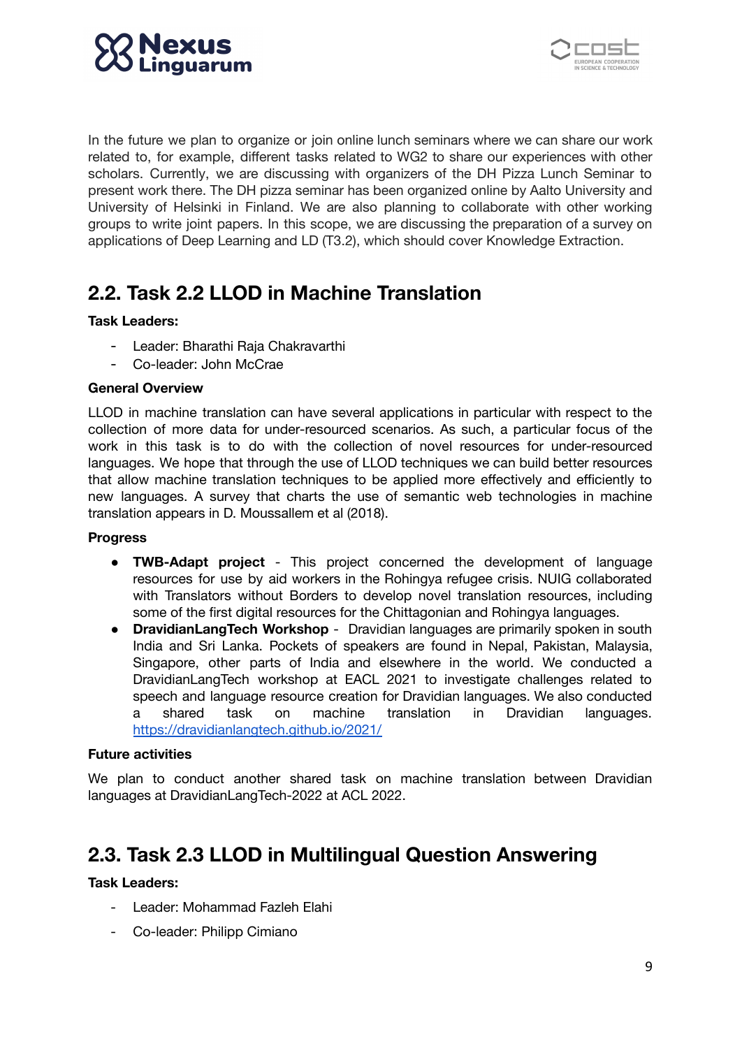In the future we plan to organize or join online lunch seminars where we can share our work related to, for example, different tasks related to WG2 to share our experiences with other scholars. Currently, we are discussing with organizers of the DH Pizza Lunch Seminar to present work there. The DH pizza seminar has been organized online by Aalto University and University of Helsinki in Finland. We are also planning to collaborate with other working groups to write joint papers. In this scope, we are discussing the preparation of a survey on applications of Deep Learning and LD (T3.2), which should cover Knowledge Extraction.

## 2.2. Task 2.2 LLOD in Machine Translation

**Task Leaders:**

- Leader: Bharathi Raja Chakravarthi
- Co-leader: John McCrae

**General Overview**

LLOD in machine translation can have several applications in particular with respect to the collection of more data for under-resourced scenarios. As such, a particular focus of the work in this task is to do with the collection of novel resources for under-resourced languages. We hope that through the use of LLOD techniques we can build better resources that allow machine translation techniques to be applied more effectively and efficiently to new languages. A survey that charts the use of semantic web technologies in machine translation appears in D. Moussallem et al (2018).

**Progress**

- **TWB-Adapt project** - This project concerned the development of language resources for use by aid workers in the Rohingya refugee crisis. NUIG collaborated with Translators without Borders to develop novel translation resources, including some of the first digital resources for the Chittagonian and Rohingya languages.
- **DravidianLangTech Workshop** - Dravidian languages are primarily spoken in south India and Sri Lanka. Pockets of speakers are found in Nepal, Pakistan, Malaysia, Singapore, other parts of India and elsewhere in the world. We conducted a DravidianLangTech workshop at EACL 2021 to investigate challenges related to speech and language resource creation for Dravidian languages. We also conducted a shared task on machine translation in Dravidian languages. https://dravidianlangtech.github.io/2021/

**Future activities**

We plan to conduct another shared task on machine translation between Dravidian languages at DravidianLangTech-2022 at ACL 2022.

## 2.3. Task 2.3 LLOD in Multilingual Question Answering

**Task Leaders:**

- Leader: Mohammad Fazleh Elahi
- Co-leader: Philipp Cimiano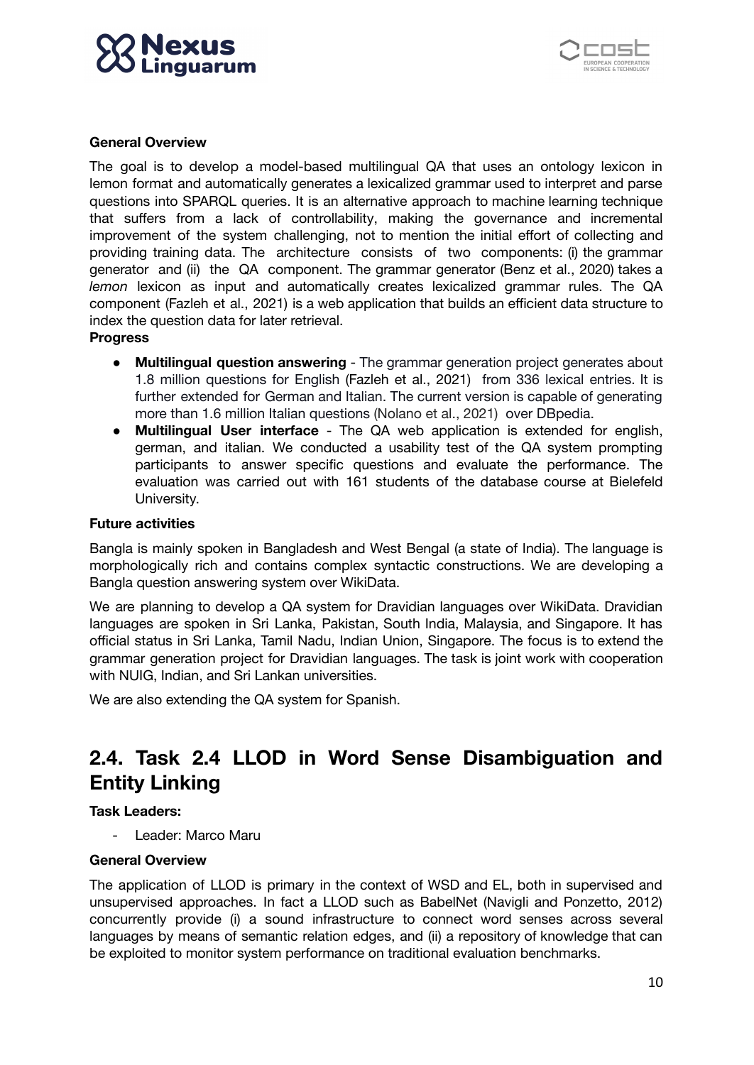**General Overview**

The goal is to develop a model-based multilingual QA that uses an ontology lexicon in lemon format and automatically generates a lexicalized grammar used to interpret and parse questions into SPARQL queries. It is an alternative approach to machine learning technique that suffers from a lack of controllability, making the governance and incremental improvement of the system challenging, not to mention the initial effort of collecting and providing training data. The architecture consists of two components: (i) the grammar generator and (ii) the QA component. The grammar generator (Benz et al., 2020) takes a *lemon* lexicon as input and automatically creates lexicalized grammar rules. The QA component (Fazleh et al., 2021) is a web application that builds an efficient data structure to index the question data for later retrieval.

**Progress**

- **Multilingual question answering** - The grammar generation project generates about 1.8 million questions for English (Fazleh et al., 2021) from 336 lexical entries. It is further extended for German and Italian. The current version is capable of generating more than 1.6 million Italian questions (Nolano et al., 2021) over DBpedia.
- **Multilingual User interface** - The QA web application is extended for english, german, and italian. We conducted a usability test of the QA system prompting participants to answer specific questions and evaluate the performance. The evaluation was carried out with 161 students of the database course at Bielefeld University.

**Future activities**

Bangla is mainly spoken in Bangladesh and West Bengal (a state of India). The language is morphologically rich and contains complex syntactic constructions. We are developing a Bangla question answering system over WikiData.

We are planning to develop a QA system for Dravidian languages over WikiData. Dravidian languages are spoken in Sri Lanka, Pakistan, South India, Malaysia, and Singapore. It has official status in Sri Lanka, Tamil Nadu, Indian Union, Singapore. The focus is to extend the grammar generation project for Dravidian languages. The task is joint work with cooperation with NUIG, Indian, and Sri Lankan universities.

We are also extending the QA system for Spanish.

## 2.4. Task 2.4 LLOD in Word Sense Disambiguation and Entity Linking

**Task Leaders:**

- Leader: Marco Maru

**General Overview**

The application of LLOD is primary in the context of WSD and EL, both in supervised and unsupervised approaches. In fact a LLOD such as BabelNet (Navigli and Ponzetto, 2012) concurrently provide (i) a sound infrastructure to connect word senses across several languages by means of semantic relation edges, and (ii) a repository of knowledge that can be exploited to monitor system performance on traditional evaluation benchmarks.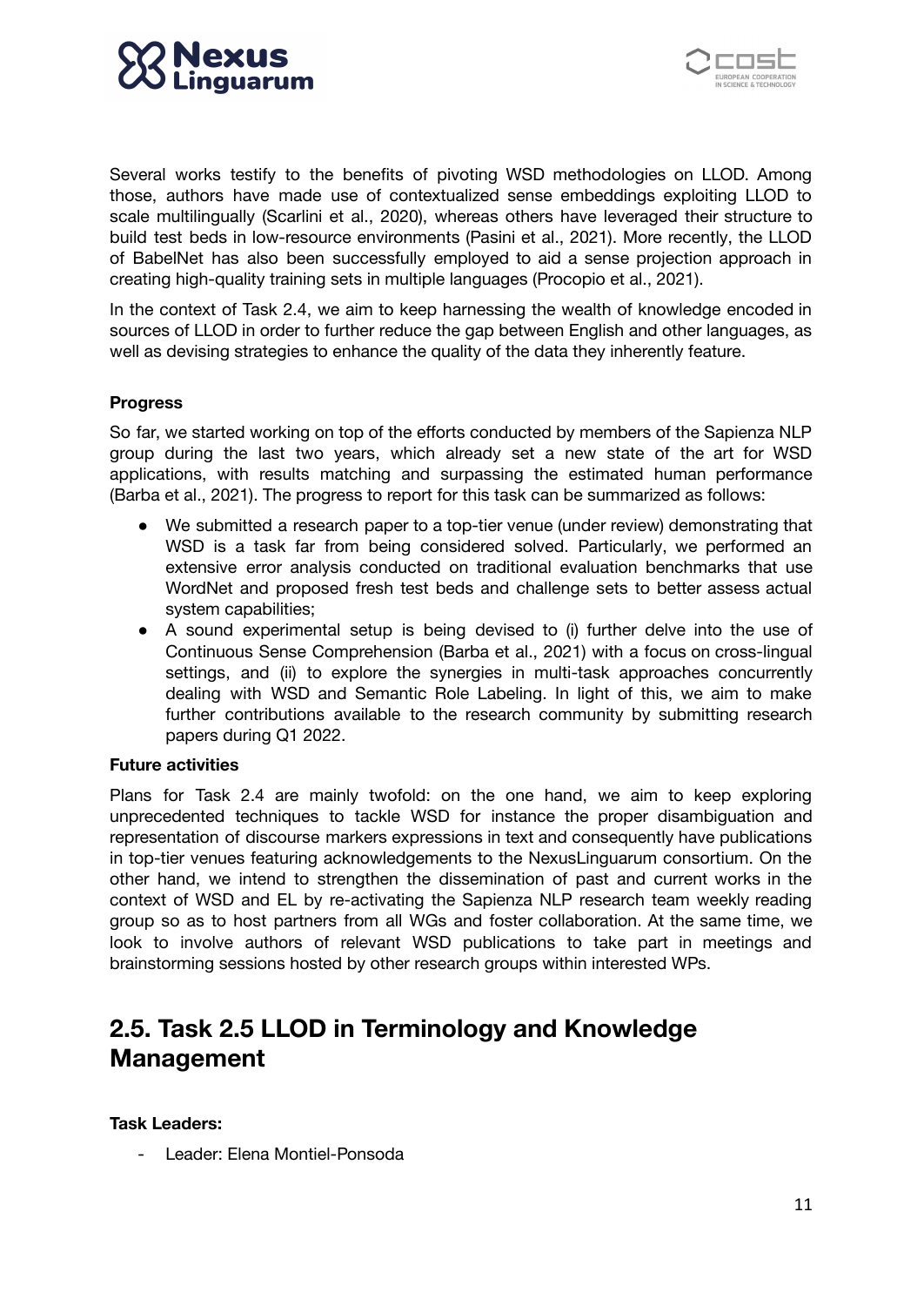Several works testify to the benefits of pivoting WSD methodologies on LLOD. Among those, authors have made use of contextualized sense embeddings exploiting LLOD to scale multilingually (Scarlini et al., 2020), whereas others have leveraged their structure to build test beds in low-resource environments (Pasini et al., 2021). More recently, the LLOD of BabelNet has also been successfully employed to aid a sense projection approach in creating high-quality training sets in multiple languages (Procopio et al., 2021).

In the context of Task 2.4, we aim to keep harnessing the wealth of knowledge encoded in sources of LLOD in order to further reduce the gap between English and other languages, as well as devising strategies to enhance the quality of the data they inherently feature.

**Progress**

So far, we started working on top of the efforts conducted by members of the Sapienza NLP group during the last two years, which already set a new state of the art for WSD applications, with results matching and surpassing the estimated human performance (Barba et al., 2021). The progress to report for this task can be summarized as follows:

- We submitted a research paper to a top-tier venue (under review) demonstrating that WSD is a task far from being considered solved. Particularly, we performed an extensive error analysis conducted on traditional evaluation benchmarks that use WordNet and proposed fresh test beds and challenge sets to better assess actual system capabilities;
- A sound experimental setup is being devised to (i) further delve into the use of Continuous Sense Comprehension (Barba et al., 2021) with a focus on cross-lingual settings, and (ii) to explore the synergies in multi-task approaches concurrently dealing with WSD and Semantic Role Labeling. In light of this, we aim to make further contributions available to the research community by submitting research papers during Q1 2022.

**Future activities**

Plans for Task 2.4 are mainly twofold: on the one hand, we aim to keep exploring unprecedented techniques to tackle WSD for instance the proper disambiguation and representation of discourse markers expressions in text and consequently have publications in top-tier venues featuring acknowledgements to the NexusLinguarum consortium. On the other hand, we intend to strengthen the dissemination of past and current works in the context of WSD and EL by re-activating the Sapienza NLP research team weekly reading group so as to host partners from all WGs and foster collaboration. At the same time, we look to involve authors of relevant WSD publications to take part in meetings and brainstorming sessions hosted by other research groups within interested WPs.

## 2.5. Task 2.5 LLOD in Terminology and Knowledge Management

**Task Leaders:**

- Leader: Elena Montiel-Ponsoda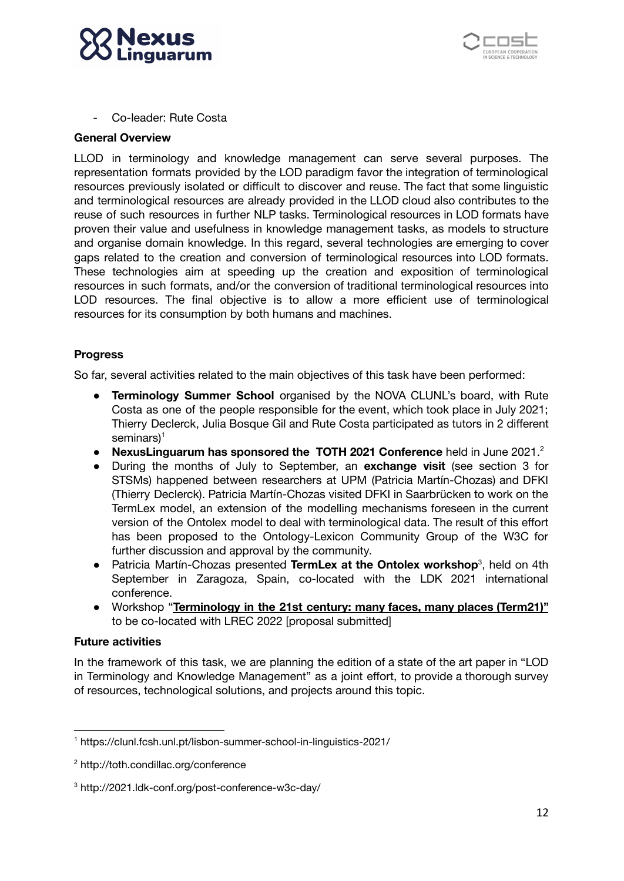- Co-leader: Rute Costa

**General Overview**

LLOD in terminology and knowledge management can serve several purposes. The representation formats provided by the LOD paradigm favor the integration of terminological resources previously isolated or difficult to discover and reuse. The fact that some linguistic and terminological resources are already provided in the LLOD cloud also contributes to the reuse of such resources in further NLP tasks. Terminological resources in LOD formats have proven their value and usefulness in knowledge management tasks, as models to structure and organise domain knowledge. In this regard, several technologies are emerging to cover gaps related to the creation and conversion of terminological resources into LOD formats. These technologies aim at speeding up the creation and exposition of terminological resources in such formats, and/or the conversion of traditional terminological resources into LOD resources. The final objective is to allow a more efficient use of terminological resources for its consumption by both humans and machines.

**Progress**

So far, several activities related to the main objectives of this task have been performed:

- **Terminology Summer School** organised by the NOVA CLUNL's board, with Rute Costa as one of the people responsible for the event, which took place in July 2021; Thierry Declerck, Julia Bosque Gil and Rute Costa participated as tutors in 2 different seminars)[1]
- **NexusLinguarum has sponsored the TOTH 2021 Conference** held in June 2021.[2]
- During the months of July to September, an **exchange visit** (see section 3 for STSMs) happened between researchers at UPM (Patricia Martín-Chozas) and DFKI (Thierry Declerck). Patricia Martín-Chozas visited DFKI in Saarbrücken to work on the TermLex model, an extension of the modelling mechanisms foreseen in the current version of the Ontolex model to deal with terminological data. The result of this effort has been proposed to the Ontology-Lexicon Community Group of the W3C for further discussion and approval by the community.
- Patricia Martín-Chozas presented **TermLex at the Ontolex workshop**[3], held on 4th September in Zaragoza, Spain, co-located with the LDK 2021 international conference.
- Workshop "**Terminology in the 21st century: many faces, many places (Term21)**" to be co-located with LREC 2022 [proposal submitted]

**Future activities**

In the framework of this task, we are planning the edition of a state of the art paper in "LOD in Terminology and Knowledge Management" as a joint effort, to provide a thorough survey of resources, technological solutions, and projects around this topic.

---

[1] https://clunl.fcsh.unl.pt/lisbon-summer-school-in-linguistics-2021/

[2] http://toth.condillac.org/conference

[3] http://2021.ldk-conf.org/post-conference-w3c-day/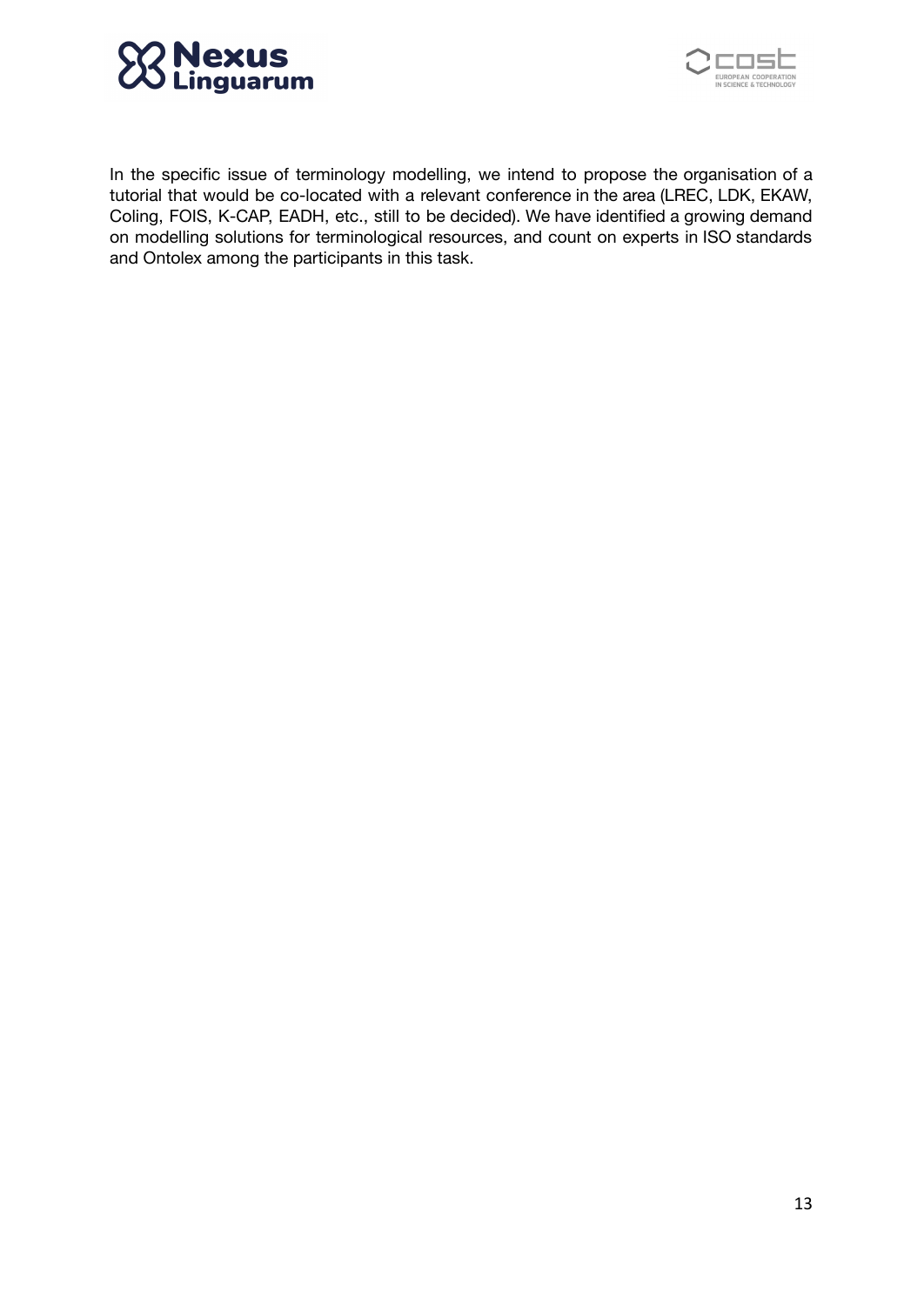In the specific issue of terminology modelling, we intend to propose the organisation of a tutorial that would be co-located with a relevant conference in the area (LREC, LDK, EKAW, Coling, FOIS, K-CAP, EADH, etc., still to be decided). We have identified a growing demand on modelling solutions for terminological resources, and count on experts in ISO standards and Ontolex among the participants in this task.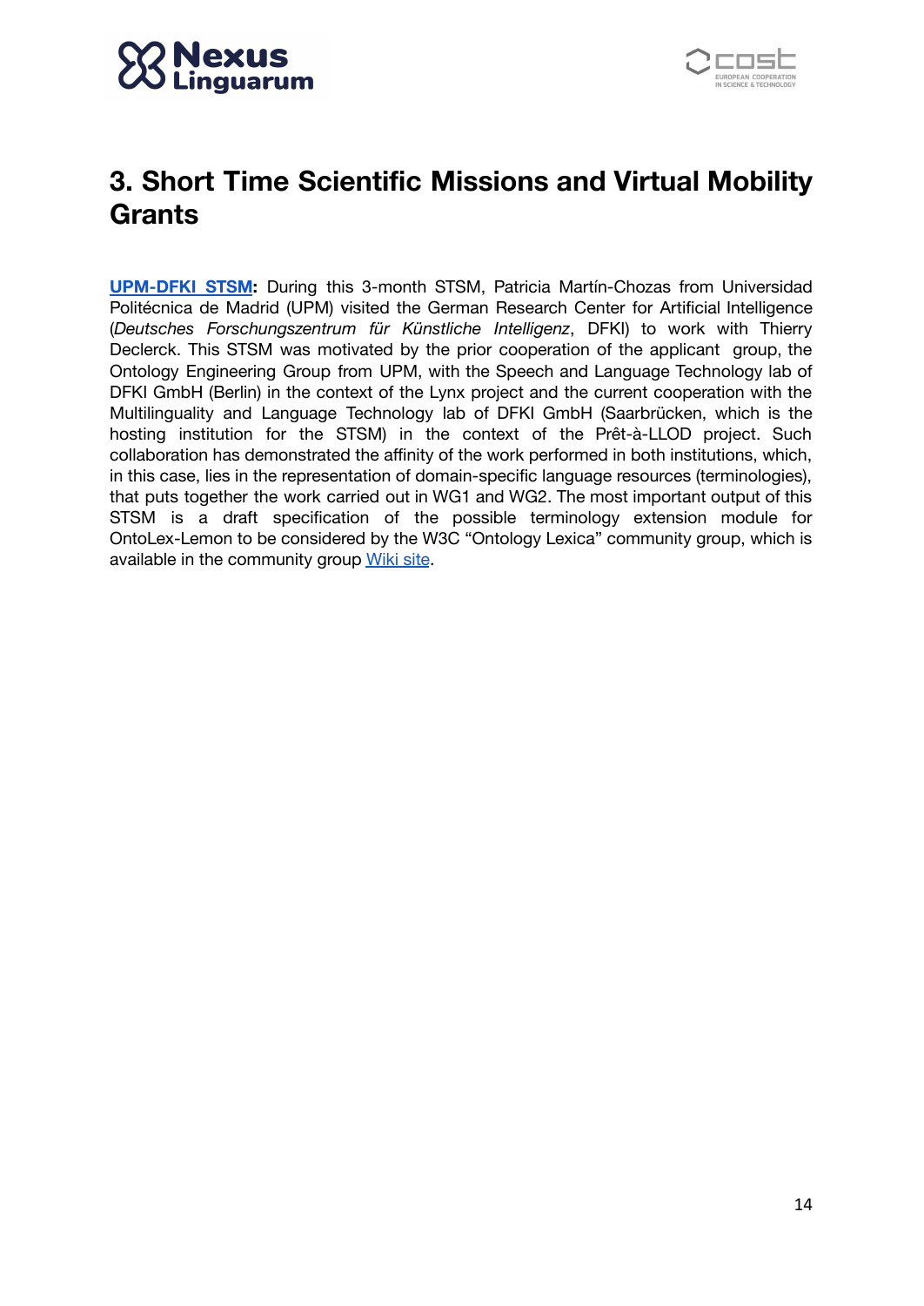# 3. Short Time Scientific Missions and Virtual Mobility Grants

**UPM-DFKI STSM:** During this 3-month STSM, Patricia Martín-Chozas from Universidad Politécnica de Madrid (UPM) visited the German Research Center for Artificial Intelligence (*Deutsches Forschungszentrum für Künstliche Intelligenz*, DFKI) to work with Thierry Declerck. This STSM was motivated by the prior cooperation of the applicant group, the Ontology Engineering Group from UPM, with the Speech and Language Technology lab of DFKI GmbH (Berlin) in the context of the Lynx project and the current cooperation with the Multilinguality and Language Technology lab of DFKI GmbH (Saarbrücken, which is the hosting institution for the STSM) in the context of the Prêt-à-LLOD project. Such collaboration has demonstrated the affinity of the work performed in both institutions, which, in this case, lies in the representation of domain-specific language resources (terminologies), that puts together the work carried out in WG1 and WG2. The most important output of this STSM is a draft specification of the possible terminology extension module for OntoLex-Lemon to be considered by the W3C "Ontology Lexica" community group, which is available in the community group Wiki site.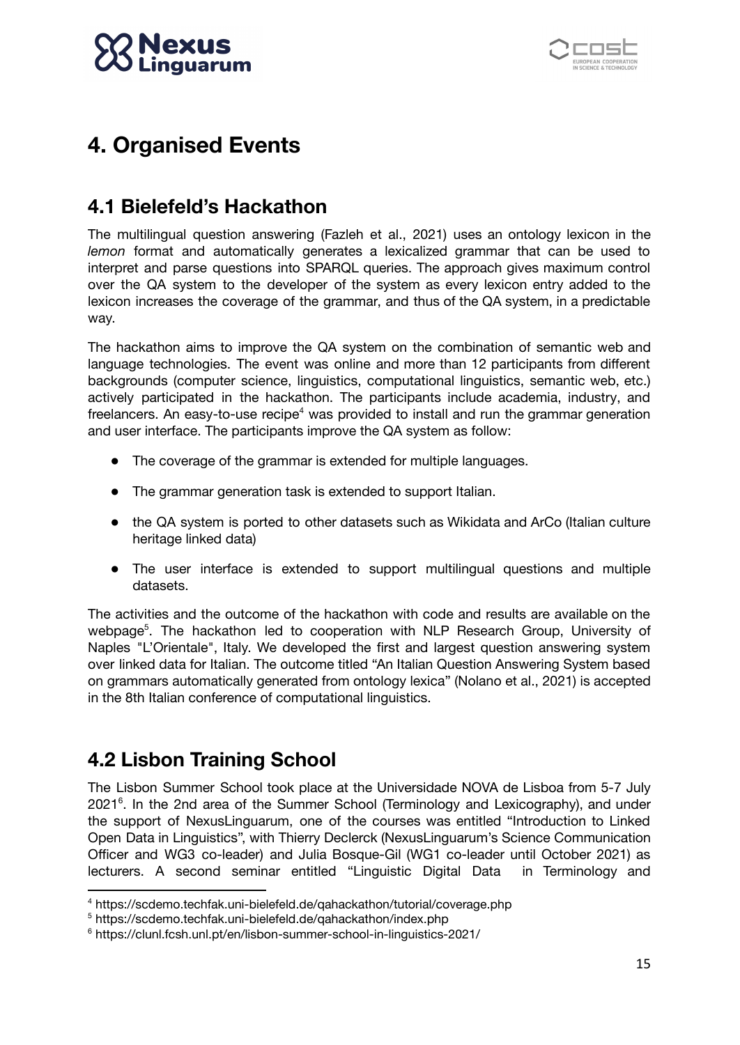# 4. Organised Events

## 4.1 Bielefeld's Hackathon

The multilingual question answering (Fazleh et al., 2021) uses an ontology lexicon in the *lemon* format and automatically generates a lexicalized grammar that can be used to interpret and parse questions into SPARQL queries. The approach gives maximum control over the QA system to the developer of the system as every lexicon entry added to the lexicon increases the coverage of the grammar, and thus of the QA system, in a predictable way.

The hackathon aims to improve the QA system on the combination of semantic web and language technologies. The event was online and more than 12 participants from different backgrounds (computer science, linguistics, computational linguistics, semantic web, etc.) actively participated in the hackathon. The participants include academia, industry, and freelancers. An easy-to-use recipe[4] was provided to install and run the grammar generation and user interface. The participants improve the QA system as follow:

- The coverage of the grammar is extended for multiple languages.
- The grammar generation task is extended to support Italian.
- the QA system is ported to other datasets such as Wikidata and ArCo (Italian culture heritage linked data)
- The user interface is extended to support multilingual questions and multiple datasets.

The activities and the outcome of the hackathon with code and results are available on the webpage[5]. The hackathon led to cooperation with NLP Research Group, University of Naples "L'Orientale", Italy. We developed the first and largest question answering system over linked data for Italian. The outcome titled "An Italian Question Answering System based on grammars automatically generated from ontology lexica" (Nolano et al., 2021) is accepted in the 8th Italian conference of computational linguistics.

## 4.2 Lisbon Training School

The Lisbon Summer School took place at the Universidade NOVA de Lisboa from 5-7 July 2021[6]. In the 2nd area of the Summer School (Terminology and Lexicography), and under the support of NexusLinguarum, one of the courses was entitled "Introduction to Linked Open Data in Linguistics", with Thierry Declerck (NexusLinguarum's Science Communication Officer and WG3 co-leader) and Julia Bosque-Gil (WG1 co-leader until October 2021) as lecturers. A second seminar entitled "Linguistic Digital Data in Terminology and

---

[4] https://scdemo.techfak.uni-bielefeld.de/qahackathon/tutorial/coverage.php

[5] https://scdemo.techfak.uni-bielefeld.de/qahackathon/index.php

[6] https://clunl.fcsh.unl.pt/en/lisbon-summer-school-in-linguistics-2021/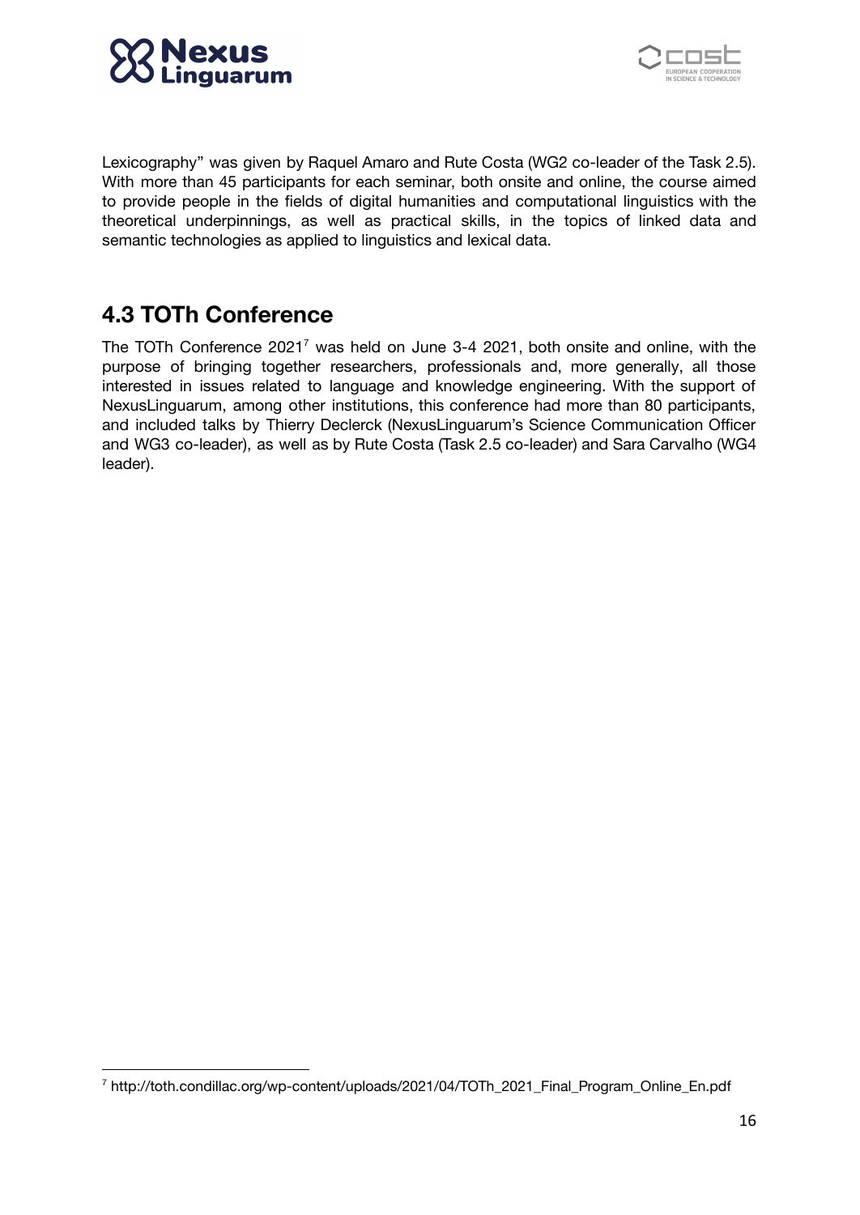Lexicography" was given by Raquel Amaro and Rute Costa (WG2 co-leader of the Task 2.5). With more than 45 participants for each seminar, both onsite and online, the course aimed to provide people in the fields of digital humanities and computational linguistics with the theoretical underpinnings, as well as practical skills, in the topics of linked data and semantic technologies as applied to linguistics and lexical data.

## 4.3 TOTh Conference

The TOTh Conference 2021[7] was held on June 3-4 2021, both onsite and online, with the purpose of bringing together researchers, professionals and, more generally, all those interested in issues related to language and knowledge engineering. With the support of NexusLinguarum, among other institutions, this conference had more than 80 participants, and included talks by Thierry Declerck (NexusLinguarum's Science Communication Officer and WG3 co-leader), as well as by Rute Costa (Task 2.5 co-leader) and Sara Carvalho (WG4 leader).

---

[7] http://toth.condillac.org/wp-content/uploads/2021/04/TOTh_2021_Final_Program_Online_En.pdf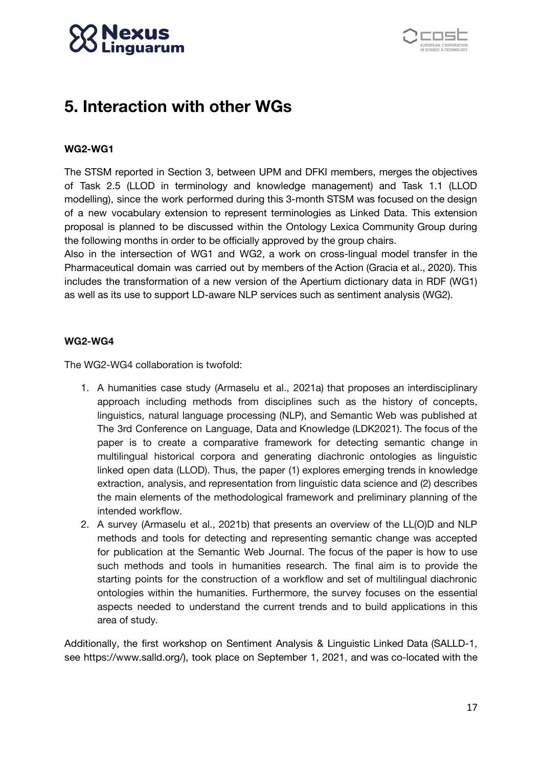# 5. Interaction with other WGs

**WG2-WG1**

The STSM reported in Section 3, between UPM and DFKI members, merges the objectives of Task 2.5 (LLOD in terminology and knowledge management) and Task 1.1 (LLOD modelling), since the work performed during this 3-month STSM was focused on the design of a new vocabulary extension to represent terminologies as Linked Data. This extension proposal is planned to be discussed within the Ontology Lexica Community Group during the following months in order to be officially approved by the group chairs.

Also in the intersection of WG1 and WG2, a work on cross-lingual model transfer in the Pharmaceutical domain was carried out by members of the Action (Gracia et al., 2020). This includes the transformation of a new version of the Apertium dictionary data in RDF (WG1) as well as its use to support LD-aware NLP services such as sentiment analysis (WG2).

**WG2-WG4**

The WG2-WG4 collaboration is twofold:

1. A humanities case study (Armaselu et al., 2021a) that proposes an interdisciplinary approach including methods from disciplines such as the history of concepts, linguistics, natural language processing (NLP), and Semantic Web was published at The 3rd Conference on Language, Data and Knowledge (LDK2021). The focus of the paper is to create a comparative framework for detecting semantic change in multilingual historical corpora and generating diachronic ontologies as linguistic linked open data (LLOD). Thus, the paper (1) explores emerging trends in knowledge extraction, analysis, and representation from linguistic data science and (2) describes the main elements of the methodological framework and preliminary planning of the intended workflow.
2. A survey (Armaselu et al., 2021b) that presents an overview of the LL(O)D and NLP methods and tools for detecting and representing semantic change was accepted for publication at the Semantic Web Journal. The focus of the paper is how to use such methods and tools in humanities research. The final aim is to provide the starting points for the construction of a workflow and set of multilingual diachronic ontologies within the humanities. Furthermore, the survey focuses on the essential aspects needed to understand the current trends and to build applications in this area of study.

Additionally, the first workshop on Sentiment Analysis & Linguistic Linked Data (SALLD-1, see https://www.salld.org/), took place on September 1, 2021, and was co-located with the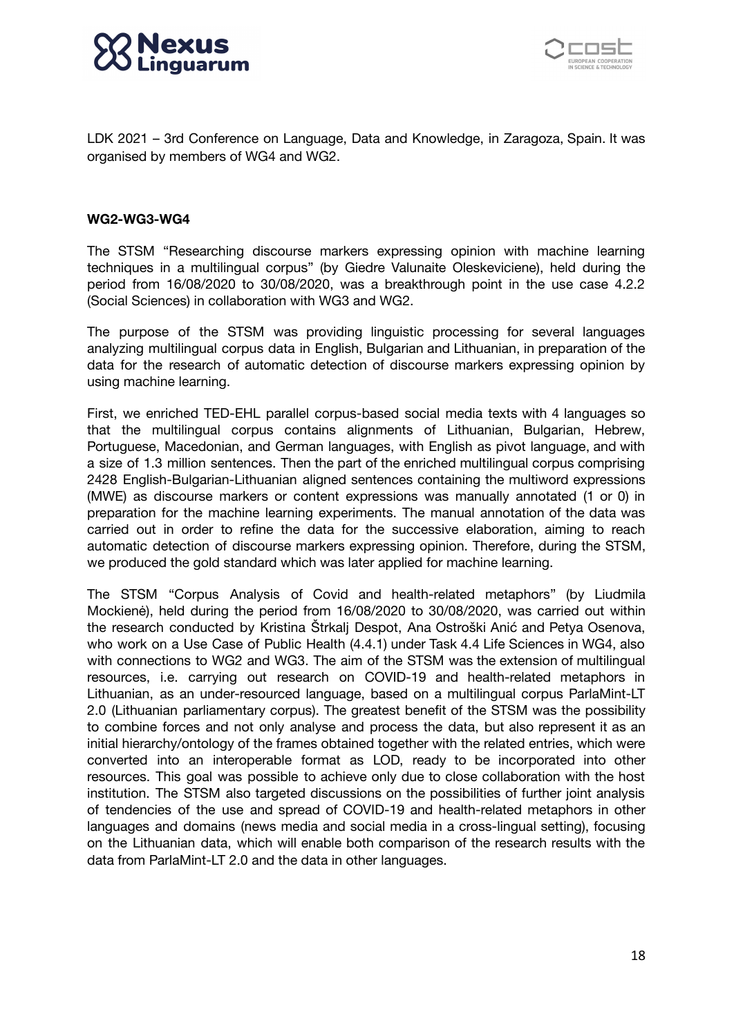LDK 2021 – 3rd Conference on Language, Data and Knowledge, in Zaragoza, Spain. It was organised by members of WG4 and WG2.

**WG2-WG3-WG4**

The STSM "Researching discourse markers expressing opinion with machine learning techniques in a multilingual corpus" (by Giedre Valunaite Oleskeviciene), held during the period from 16/08/2020 to 30/08/2020, was a breakthrough point in the use case 4.2.2 (Social Sciences) in collaboration with WG3 and WG2.

The purpose of the STSM was providing linguistic processing for several languages analyzing multilingual corpus data in English, Bulgarian and Lithuanian, in preparation of the data for the research of automatic detection of discourse markers expressing opinion by using machine learning.

First, we enriched TED-EHL parallel corpus-based social media texts with 4 languages so that the multilingual corpus contains alignments of Lithuanian, Bulgarian, Hebrew, Portuguese, Macedonian, and German languages, with English as pivot language, and with a size of 1.3 million sentences. Then the part of the enriched multilingual corpus comprising 2428 English-Bulgarian-Lithuanian aligned sentences containing the multiword expressions (MWE) as discourse markers or content expressions was manually annotated (1 or 0) in preparation for the machine learning experiments. The manual annotation of the data was carried out in order to refine the data for the successive elaboration, aiming to reach automatic detection of discourse markers expressing opinion. Therefore, during the STSM, we produced the gold standard which was later applied for machine learning.

The STSM "Corpus Analysis of Covid and health-related metaphors" (by Liudmila Mockienė), held during the period from 16/08/2020 to 30/08/2020, was carried out within the research conducted by Kristina Štrkalj Despot, Ana Ostroški Anić and Petya Osenova, who work on a Use Case of Public Health (4.4.1) under Task 4.4 Life Sciences in WG4, also with connections to WG2 and WG3. The aim of the STSM was the extension of multilingual resources, i.e. carrying out research on COVID-19 and health-related metaphors in Lithuanian, as an under-resourced language, based on a multilingual corpus ParlaMint-LT 2.0 (Lithuanian parliamentary corpus). The greatest benefit of the STSM was the possibility to combine forces and not only analyse and process the data, but also represent it as an initial hierarchy/ontology of the frames obtained together with the related entries, which were converted into an interoperable format as LOD, ready to be incorporated into other resources. This goal was possible to achieve only due to close collaboration with the host institution. The STSM also targeted discussions on the possibilities of further joint analysis of tendencies of the use and spread of COVID-19 and health-related metaphors in other languages and domains (news media and social media in a cross-lingual setting), focusing on the Lithuanian data, which will enable both comparison of the research results with the data from ParlaMint-LT 2.0 and the data in other languages.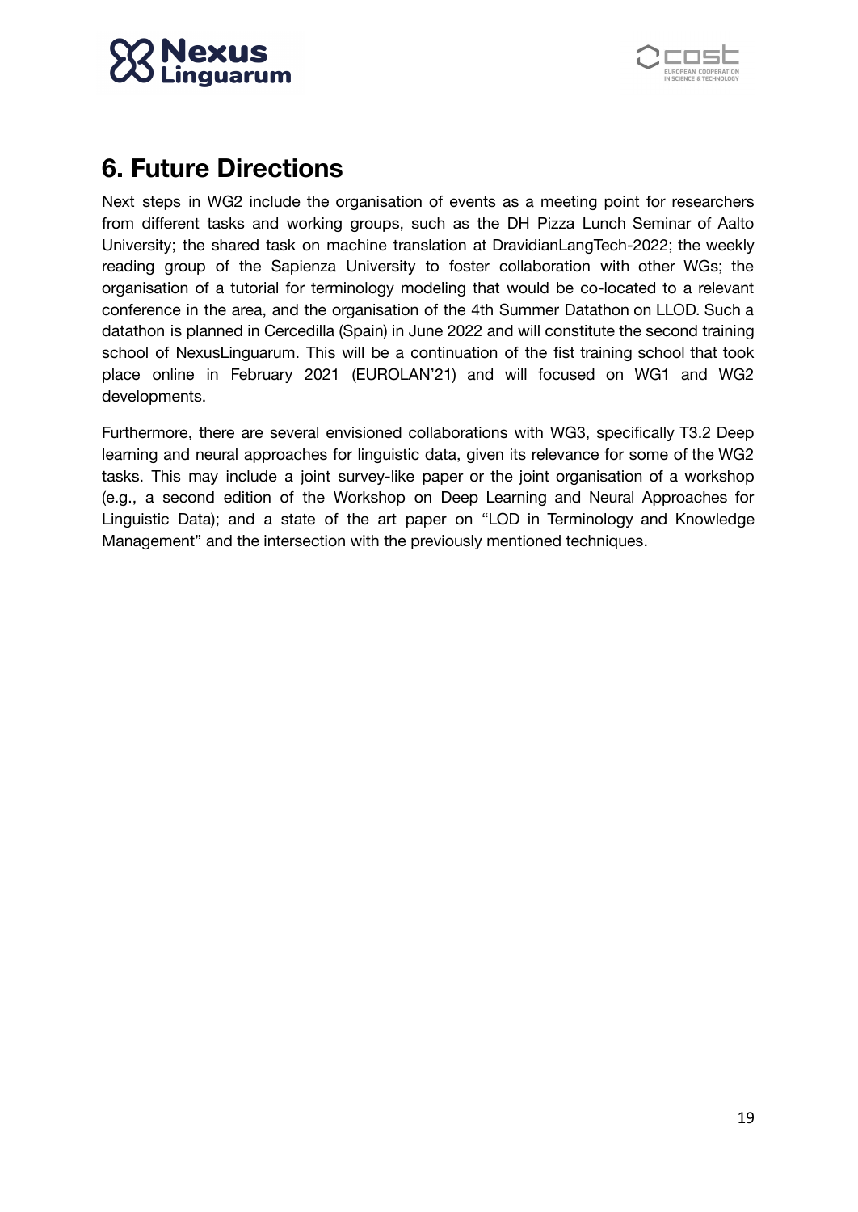# 6. Future Directions

Next steps in WG2 include the organisation of events as a meeting point for researchers from different tasks and working groups, such as the DH Pizza Lunch Seminar of Aalto University; the shared task on machine translation at DravidianLangTech-2022; the weekly reading group of the Sapienza University to foster collaboration with other WGs; the organisation of a tutorial for terminology modeling that would be co-located to a relevant conference in the area, and the organisation of the 4th Summer Datathon on LLOD. Such a datathon is planned in Cercedilla (Spain) in June 2022 and will constitute the second training school of NexusLinguarum. This will be a continuation of the fist training school that took place online in February 2021 (EUROLAN'21) and will focused on WG1 and WG2 developments.

Furthermore, there are several envisioned collaborations with WG3, specifically T3.2 Deep learning and neural approaches for linguistic data, given its relevance for some of the WG2 tasks. This may include a joint survey-like paper or the joint organisation of a workshop (e.g., a second edition of the Workshop on Deep Learning and Neural Approaches for Linguistic Data); and a state of the art paper on "LOD in Terminology and Knowledge Management" and the intersection with the previously mentioned techniques.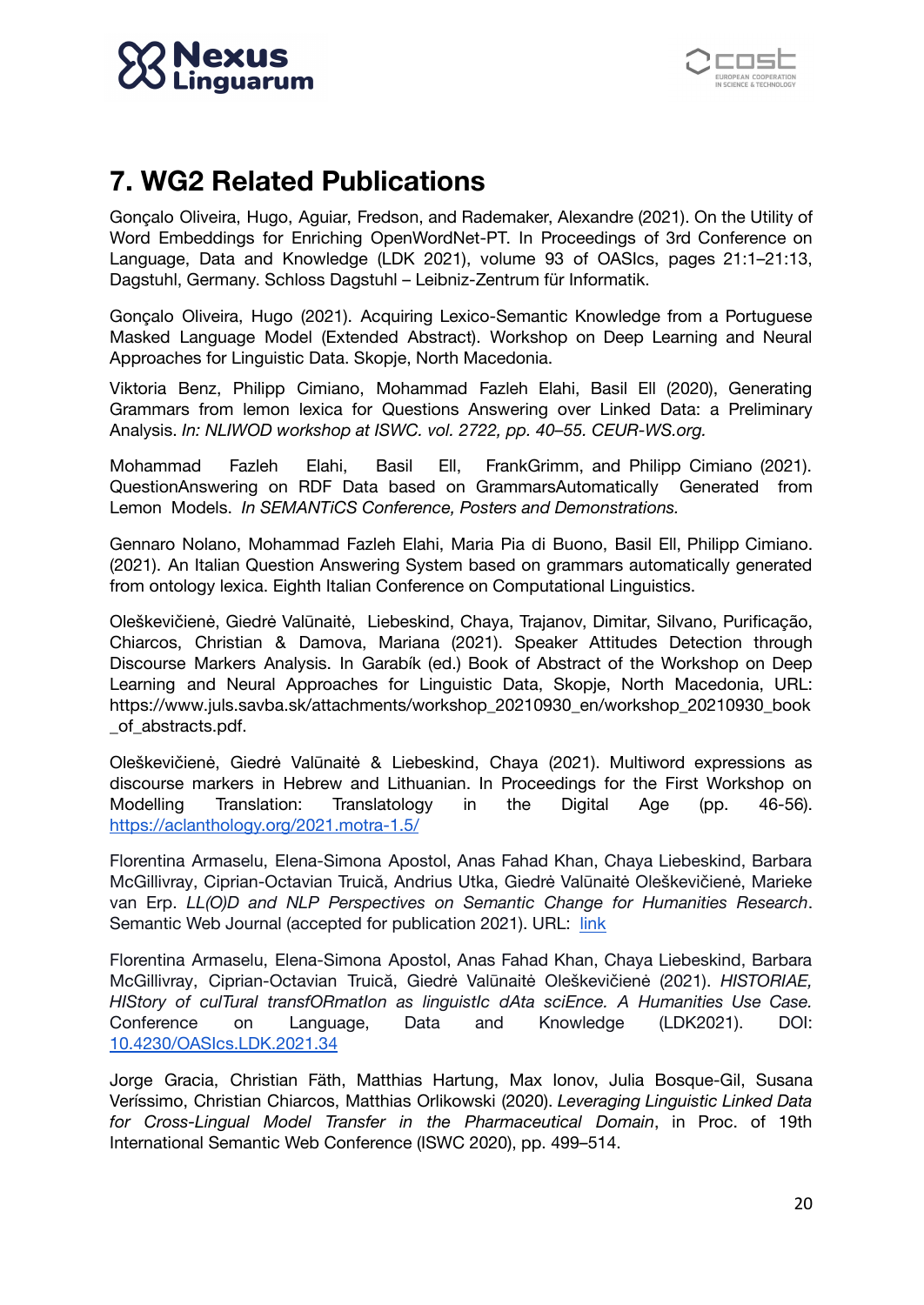# 7. WG2 Related Publications

Gonçalo Oliveira, Hugo, Aguiar, Fredson, and Rademaker, Alexandre (2021). On the Utility of Word Embeddings for Enriching OpenWordNet-PT. In Proceedings of 3rd Conference on Language, Data and Knowledge (LDK 2021), volume 93 of OASIcs, pages 21:1–21:13, Dagstuhl, Germany. Schloss Dagstuhl – Leibniz-Zentrum für Informatik.

Gonçalo Oliveira, Hugo (2021). Acquiring Lexico-Semantic Knowledge from a Portuguese Masked Language Model (Extended Abstract). Workshop on Deep Learning and Neural Approaches for Linguistic Data. Skopje, North Macedonia.

Viktoria Benz, Philipp Cimiano, Mohammad Fazleh Elahi, Basil Ell (2020), Generating Grammars from lemon lexica for Questions Answering over Linked Data: a Preliminary Analysis. *In: NLIWOD workshop at ISWC. vol. 2722, pp. 40–55. CEUR-WS.org.*

Mohammad Fazleh Elahi, Basil Ell, FrankGrimm, and Philipp Cimiano (2021). QuestionAnswering on RDF Data based on GrammarsAutomatically Generated from Lemon Models. *In SEMANTiCS Conference, Posters and Demonstrations.*

Gennaro Nolano, Mohammad Fazleh Elahi, Maria Pia di Buono, Basil Ell, Philipp Cimiano. (2021). An Italian Question Answering System based on grammars automatically generated from ontology lexica. Eighth Italian Conference on Computational Linguistics.

Oleškevičienė, Giedrė Valūnaitė, Liebeskind, Chaya, Trajanov, Dimitar, Silvano, Purificação, Chiarcos, Christian & Damova, Mariana (2021). Speaker Attitudes Detection through Discourse Markers Analysis. In Garabík (ed.) Book of Abstract of the Workshop on Deep Learning and Neural Approaches for Linguistic Data, Skopje, North Macedonia, URL: https://www.juls.savba.sk/attachments/workshop_20210930_en/workshop_20210930_book_of_abstracts.pdf.

Oleškevičienė, Giedrė Valūnaitė & Liebeskind, Chaya (2021). Multiword expressions as discourse markers in Hebrew and Lithuanian. In Proceedings for the First Workshop on Modelling Translation: Translatology in the Digital Age (pp. 46-56). https://aclanthology.org/2021.motra-1.5/

Florentina Armaselu, Elena-Simona Apostol, Anas Fahad Khan, Chaya Liebeskind, Barbara McGillivray, Ciprian-Octavian Truică, Andrius Utka, Giedrė Valūnaitė Oleškevičienė, Marieke van Erp. *LL(O)D and NLP Perspectives on Semantic Change for Humanities Research*. Semantic Web Journal (accepted for publication 2021). URL: link

Florentina Armaselu, Elena-Simona Apostol, Anas Fahad Khan, Chaya Liebeskind, Barbara McGillivray, Ciprian-Octavian Truică, Giedrė Valūnaitė Oleškevičienė (2021). *HISTORIAE, HIStory of culTural transfORmatIon as linguistIc dAta sciEnce. A Humanities Use Case.* Conference on Language, Data and Knowledge (LDK2021). DOI: 10.4230/OASIcs.LDK.2021.34

Jorge Gracia, Christian Fäth, Matthias Hartung, Max Ionov, Julia Bosque-Gil, Susana Veríssimo, Christian Chiarcos, Matthias Orlikowski (2020). *Leveraging Linguistic Linked Data for Cross-Lingual Model Transfer in the Pharmaceutical Domain*, in Proc. of 19th International Semantic Web Conference (ISWC 2020), pp. 499–514.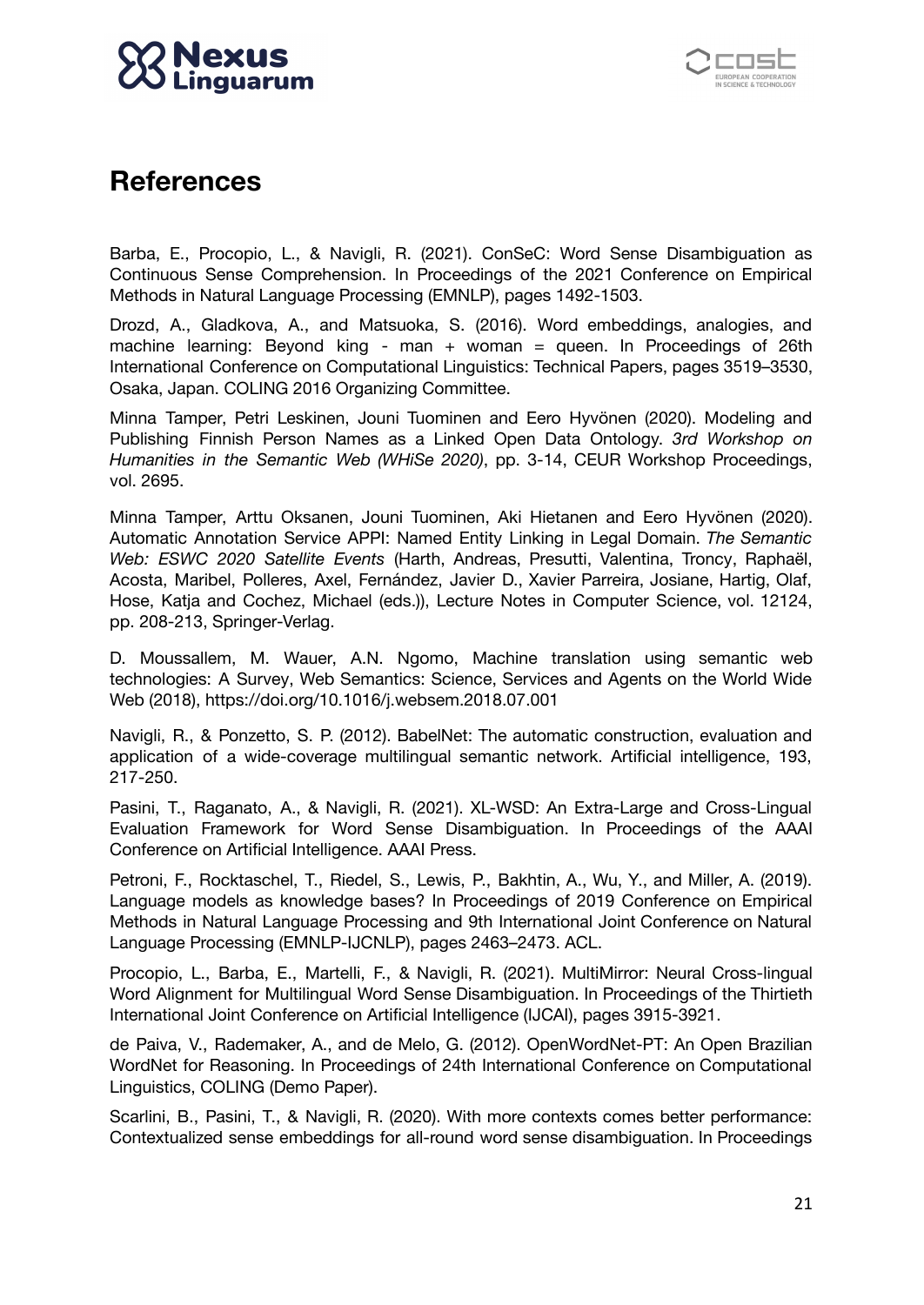# References

Barba, E., Procopio, L., & Navigli, R. (2021). ConSeC: Word Sense Disambiguation as Continuous Sense Comprehension. In Proceedings of the 2021 Conference on Empirical Methods in Natural Language Processing (EMNLP), pages 1492-1503.

Drozd, A., Gladkova, A., and Matsuoka, S. (2016). Word embeddings, analogies, and machine learning: Beyond king - man + woman = queen. In Proceedings of 26th International Conference on Computational Linguistics: Technical Papers, pages 3519–3530, Osaka, Japan. COLING 2016 Organizing Committee.

Minna Tamper, Petri Leskinen, Jouni Tuominen and Eero Hyvönen (2020). Modeling and Publishing Finnish Person Names as a Linked Open Data Ontology. *3rd Workshop on Humanities in the Semantic Web (WHiSe 2020)*, pp. 3-14, CEUR Workshop Proceedings, vol. 2695.

Minna Tamper, Arttu Oksanen, Jouni Tuominen, Aki Hietanen and Eero Hyvönen (2020). Automatic Annotation Service APPI: Named Entity Linking in Legal Domain. *The Semantic Web: ESWC 2020 Satellite Events* (Harth, Andreas, Presutti, Valentina, Troncy, Raphaël, Acosta, Maribel, Polleres, Axel, Fernández, Javier D., Xavier Parreira, Josiane, Hartig, Olaf, Hose, Katja and Cochez, Michael (eds.)), Lecture Notes in Computer Science, vol. 12124, pp. 208-213, Springer-Verlag.

D. Moussallem, M. Wauer, A.N. Ngomo, Machine translation using semantic web technologies: A Survey, Web Semantics: Science, Services and Agents on the World Wide Web (2018), https://doi.org/10.1016/j.websem.2018.07.001

Navigli, R., & Ponzetto, S. P. (2012). BabelNet: The automatic construction, evaluation and application of a wide-coverage multilingual semantic network. Artificial intelligence, 193, 217-250.

Pasini, T., Raganato, A., & Navigli, R. (2021). XL-WSD: An Extra-Large and Cross-Lingual Evaluation Framework for Word Sense Disambiguation. In Proceedings of the AAAI Conference on Artificial Intelligence. AAAI Press.

Petroni, F., Rocktaschel, T., Riedel, S., Lewis, P., Bakhtin, A., Wu, Y., and Miller, A. (2019). Language models as knowledge bases? In Proceedings of 2019 Conference on Empirical Methods in Natural Language Processing and 9th International Joint Conference on Natural Language Processing (EMNLP-IJCNLP), pages 2463–2473. ACL.

Procopio, L., Barba, E., Martelli, F., & Navigli, R. (2021). MultiMirror: Neural Cross-lingual Word Alignment for Multilingual Word Sense Disambiguation. In Proceedings of the Thirtieth International Joint Conference on Artificial Intelligence (IJCAI), pages 3915-3921.

de Paiva, V., Rademaker, A., and de Melo, G. (2012). OpenWordNet-PT: An Open Brazilian WordNet for Reasoning. In Proceedings of 24th International Conference on Computational Linguistics, COLING (Demo Paper).

Scarlini, B., Pasini, T., & Navigli, R. (2020). With more contexts comes better performance: Contextualized sense embeddings for all-round word sense disambiguation. In Proceedings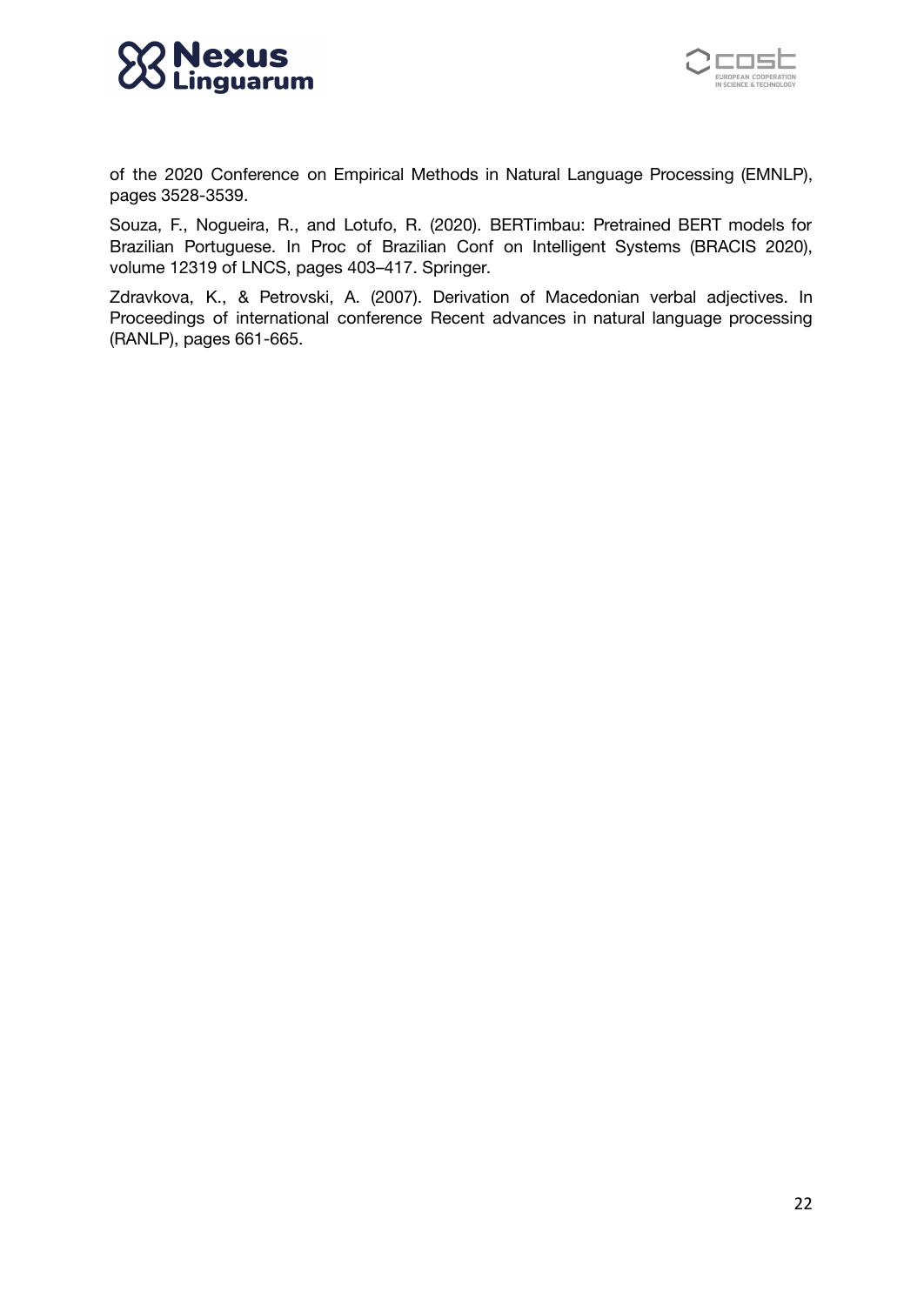of the 2020 Conference on Empirical Methods in Natural Language Processing (EMNLP), pages 3528-3539.

Souza, F., Nogueira, R., and Lotufo, R. (2020). BERTimbau: Pretrained BERT models for Brazilian Portuguese. In Proc of Brazilian Conf on Intelligent Systems (BRACIS 2020), volume 12319 of LNCS, pages 403–417. Springer.

Zdravkova, K., & Petrovski, A. (2007). Derivation of Macedonian verbal adjectives. In Proceedings of international conference Recent advances in natural language processing (RANLP), pages 661-665.